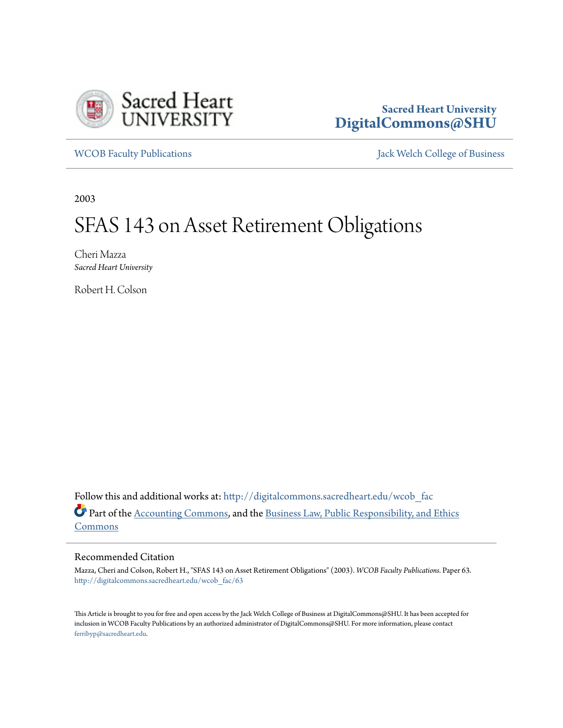Sacred Heart University
**DigitalCommons@SHU**

WCOB Faculty Publications | Jack Welch College of Business

2003

# SFAS 143 on Asset Retirement Obligations

Cheri Mazza
*Sacred Heart University*

Robert H. Colson

Follow this and additional works at: http://digitalcommons.sacredheart.edu/wcob_fac

Part of the Accounting Commons, and the Business Law, Public Responsibility, and Ethics Commons

## Recommended Citation

Mazza, Cheri and Colson, Robert H., "SFAS 143 on Asset Retirement Obligations" (2003). *WCOB Faculty Publications.* Paper 63. http://digitalcommons.sacredheart.edu/wcob_fac/63

This Article is brought to you for free and open access by the Jack Welch College of Business at DigitalCommons@SHU. It has been accepted for inclusion in WCOB Faculty Publications by an authorized administrator of DigitalCommons@SHU. For more information, please contact ferribyp@sacredheart.edu.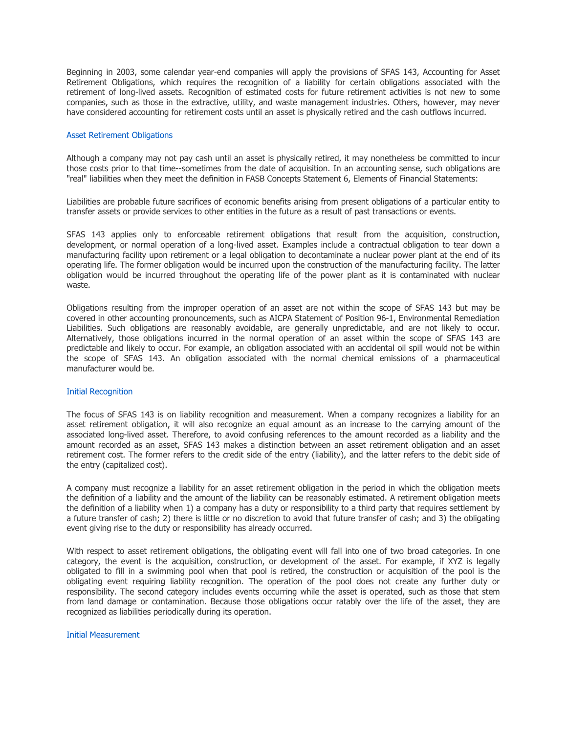Beginning in 2003, some calendar year-end companies will apply the provisions of SFAS 143, Accounting for Asset Retirement Obligations, which requires the recognition of a liability for certain obligations associated with the retirement of long-lived assets. Recognition of estimated costs for future retirement activities is not new to some companies, such as those in the extractive, utility, and waste management industries. Others, however, may never have considered accounting for retirement costs until an asset is physically retired and the cash outflows incurred.

## Asset Retirement Obligations

Although a company may not pay cash until an asset is physically retired, it may nonetheless be committed to incur those costs prior to that time--sometimes from the date of acquisition. In an accounting sense, such obligations are "real" liabilities when they meet the definition in FASB Concepts Statement 6, Elements of Financial Statements:

Liabilities are probable future sacrifices of economic benefits arising from present obligations of a particular entity to transfer assets or provide services to other entities in the future as a result of past transactions or events.

SFAS 143 applies only to enforceable retirement obligations that result from the acquisition, construction, development, or normal operation of a long-lived asset. Examples include a contractual obligation to tear down a manufacturing facility upon retirement or a legal obligation to decontaminate a nuclear power plant at the end of its operating life. The former obligation would be incurred upon the construction of the manufacturing facility. The latter obligation would be incurred throughout the operating life of the power plant as it is contaminated with nuclear waste.

Obligations resulting from the improper operation of an asset are not within the scope of SFAS 143 but may be covered in other accounting pronouncements, such as AICPA Statement of Position 96-1, Environmental Remediation Liabilities. Such obligations are reasonably avoidable, are generally unpredictable, and are not likely to occur. Alternatively, those obligations incurred in the normal operation of an asset within the scope of SFAS 143 are predictable and likely to occur. For example, an obligation associated with an accidental oil spill would not be within the scope of SFAS 143. An obligation associated with the normal chemical emissions of a pharmaceutical manufacturer would be.

## Initial Recognition

The focus of SFAS 143 is on liability recognition and measurement. When a company recognizes a liability for an asset retirement obligation, it will also recognize an equal amount as an increase to the carrying amount of the associated long-lived asset. Therefore, to avoid confusing references to the amount recorded as a liability and the amount recorded as an asset, SFAS 143 makes a distinction between an asset retirement obligation and an asset retirement cost. The former refers to the credit side of the entry (liability), and the latter refers to the debit side of the entry (capitalized cost).

A company must recognize a liability for an asset retirement obligation in the period in which the obligation meets the definition of a liability and the amount of the liability can be reasonably estimated. A retirement obligation meets the definition of a liability when 1) a company has a duty or responsibility to a third party that requires settlement by a future transfer of cash; 2) there is little or no discretion to avoid that future transfer of cash; and 3) the obligating event giving rise to the duty or responsibility has already occurred.

With respect to asset retirement obligations, the obligating event will fall into one of two broad categories. In one category, the event is the acquisition, construction, or development of the asset. For example, if XYZ is legally obligated to fill in a swimming pool when that pool is retired, the construction or acquisition of the pool is the obligating event requiring liability recognition. The operation of the pool does not create any further duty or responsibility. The second category includes events occurring while the asset is operated, such as those that stem from land damage or contamination. Because those obligations occur ratably over the life of the asset, they are recognized as liabilities periodically during its operation.

## Initial Measurement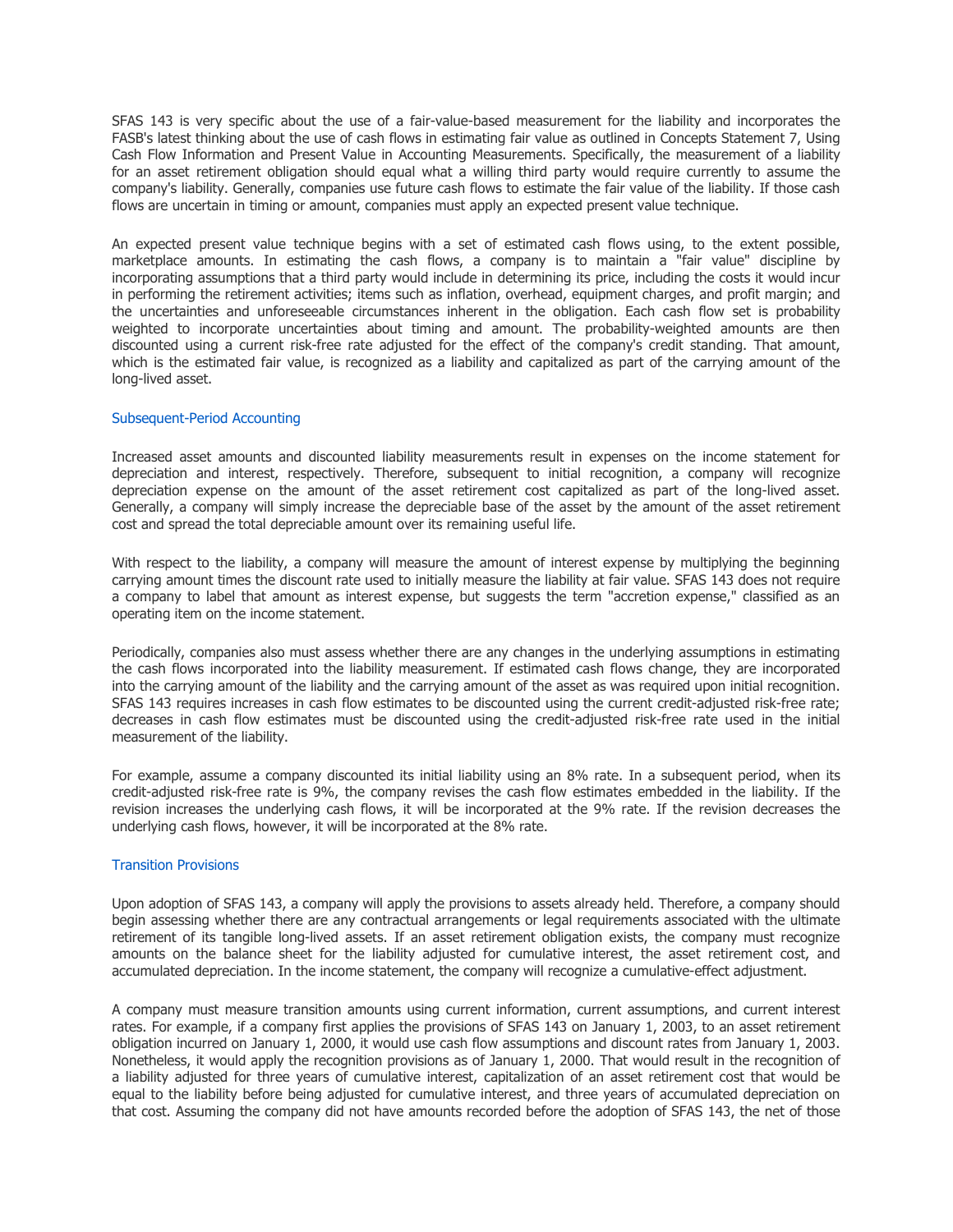SFAS 143 is very specific about the use of a fair-value-based measurement for the liability and incorporates the FASB's latest thinking about the use of cash flows in estimating fair value as outlined in Concepts Statement 7, Using Cash Flow Information and Present Value in Accounting Measurements. Specifically, the measurement of a liability for an asset retirement obligation should equal what a willing third party would require currently to assume the company's liability. Generally, companies use future cash flows to estimate the fair value of the liability. If those cash flows are uncertain in timing or amount, companies must apply an expected present value technique.

An expected present value technique begins with a set of estimated cash flows using, to the extent possible, marketplace amounts. In estimating the cash flows, a company is to maintain a "fair value" discipline by incorporating assumptions that a third party would include in determining its price, including the costs it would incur in performing the retirement activities; items such as inflation, overhead, equipment charges, and profit margin; and the uncertainties and unforeseeable circumstances inherent in the obligation. Each cash flow set is probability weighted to incorporate uncertainties about timing and amount. The probability-weighted amounts are then discounted using a current risk-free rate adjusted for the effect of the company's credit standing. That amount, which is the estimated fair value, is recognized as a liability and capitalized as part of the carrying amount of the long-lived asset.

### Subsequent-Period Accounting

Increased asset amounts and discounted liability measurements result in expenses on the income statement for depreciation and interest, respectively. Therefore, subsequent to initial recognition, a company will recognize depreciation expense on the amount of the asset retirement cost capitalized as part of the long-lived asset. Generally, a company will simply increase the depreciable base of the asset by the amount of the asset retirement cost and spread the total depreciable amount over its remaining useful life.

With respect to the liability, a company will measure the amount of interest expense by multiplying the beginning carrying amount times the discount rate used to initially measure the liability at fair value. SFAS 143 does not require a company to label that amount as interest expense, but suggests the term "accretion expense," classified as an operating item on the income statement.

Periodically, companies also must assess whether there are any changes in the underlying assumptions in estimating the cash flows incorporated into the liability measurement. If estimated cash flows change, they are incorporated into the carrying amount of the liability and the carrying amount of the asset as was required upon initial recognition. SFAS 143 requires increases in cash flow estimates to be discounted using the current credit-adjusted risk-free rate; decreases in cash flow estimates must be discounted using the credit-adjusted risk-free rate used in the initial measurement of the liability.

For example, assume a company discounted its initial liability using an 8% rate. In a subsequent period, when its credit-adjusted risk-free rate is 9%, the company revises the cash flow estimates embedded in the liability. If the revision increases the underlying cash flows, it will be incorporated at the 9% rate. If the revision decreases the underlying cash flows, however, it will be incorporated at the 8% rate.

### Transition Provisions

Upon adoption of SFAS 143, a company will apply the provisions to assets already held. Therefore, a company should begin assessing whether there are any contractual arrangements or legal requirements associated with the ultimate retirement of its tangible long-lived assets. If an asset retirement obligation exists, the company must recognize amounts on the balance sheet for the liability adjusted for cumulative interest, the asset retirement cost, and accumulated depreciation. In the income statement, the company will recognize a cumulative-effect adjustment.

A company must measure transition amounts using current information, current assumptions, and current interest rates. For example, if a company first applies the provisions of SFAS 143 on January 1, 2003, to an asset retirement obligation incurred on January 1, 2000, it would use cash flow assumptions and discount rates from January 1, 2003. Nonetheless, it would apply the recognition provisions as of January 1, 2000. That would result in the recognition of a liability adjusted for three years of cumulative interest, capitalization of an asset retirement cost that would be equal to the liability before being adjusted for cumulative interest, and three years of accumulated depreciation on that cost. Assuming the company did not have amounts recorded before the adoption of SFAS 143, the net of those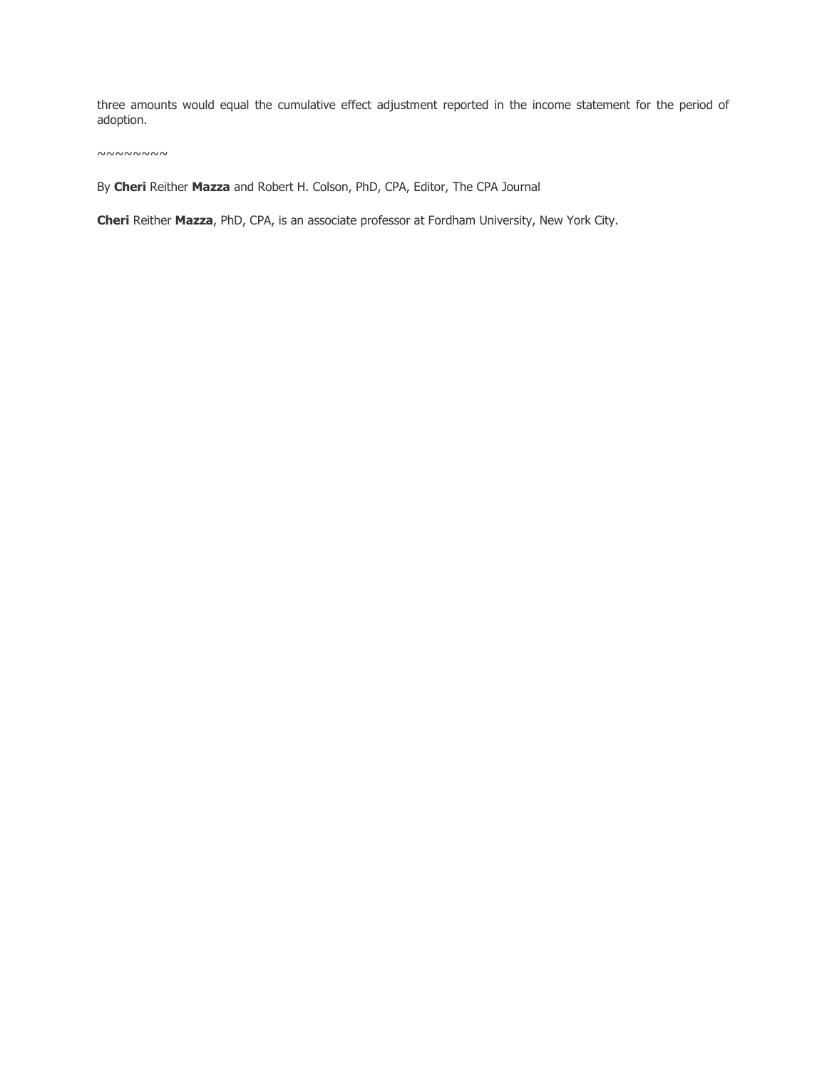three amounts would equal the cumulative effect adjustment reported in the income statement for the period of adoption.

~~~~~~~~

By **Cheri** Reither **Mazza** and Robert H. Colson, PhD, CPA, Editor, The CPA Journal

**Cheri** Reither **Mazza**, PhD, CPA, is an associate professor at Fordham University, New York City.